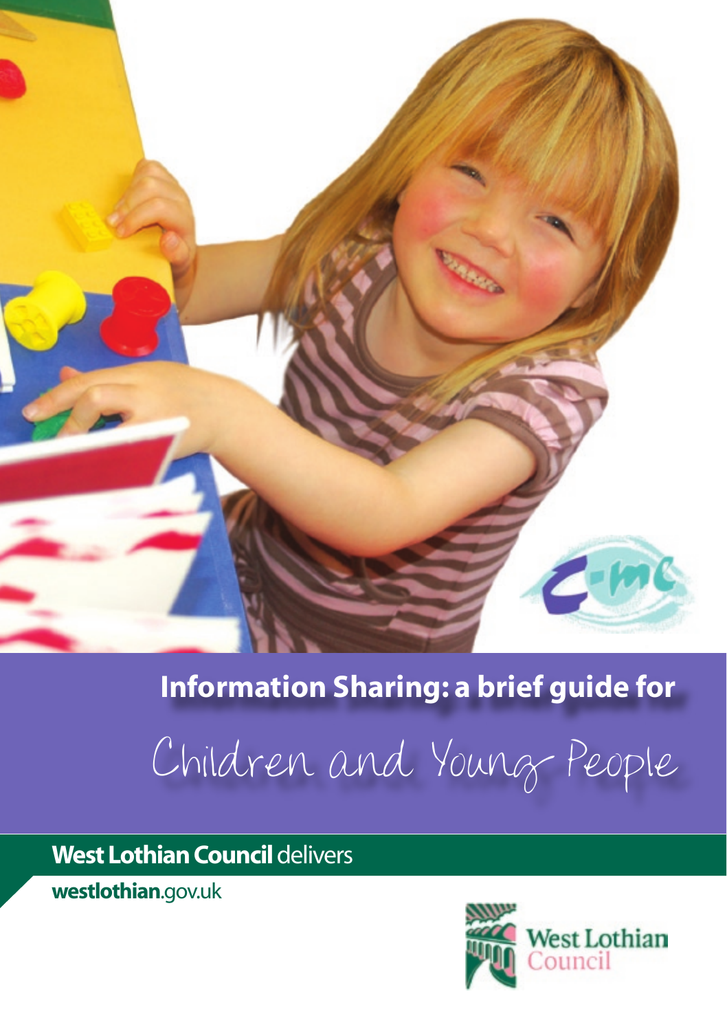# Information Sharing: a brief guide for Children and Young People

**West Lothian Council** delivers

**westlothian**.gov.uk

West Lothian Council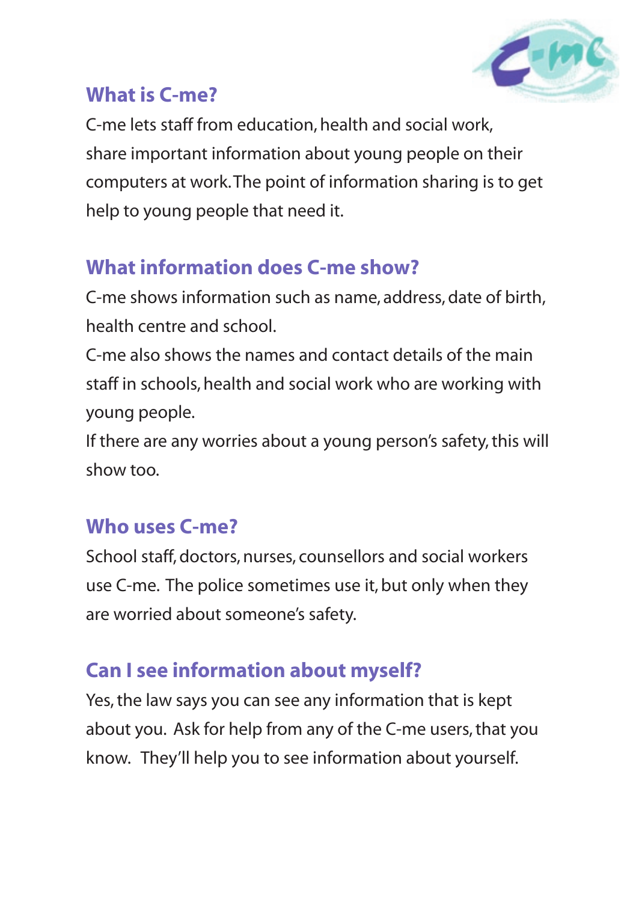## What is C-me?

C-me lets staff from education, health and social work, share important information about young people on their computers at work. The point of information sharing is to get help to young people that need it.

## What information does C-me show?

C-me shows information such as name, address, date of birth, health centre and school.

C-me also shows the names and contact details of the main staff in schools, health and social work who are working with young people.

If there are any worries about a young person's safety, this will show too.

## Who uses C-me?

School staff, doctors, nurses, counsellors and social workers use C-me. The police sometimes use it, but only when they are worried about someone's safety.

## Can I see information about myself?

Yes, the law says you can see any information that is kept about you. Ask for help from any of the C-me users, that you know. They'll help you to see information about yourself.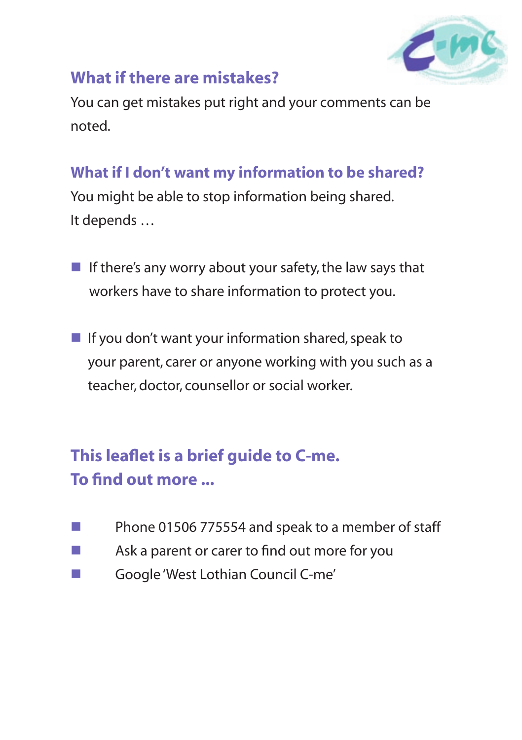## What if there are mistakes?

You can get mistakes put right and your comments can be noted.

## What if I don't want my information to be shared?

You might be able to stop information being shared.
It depends …

- If there's any worry about your safety, the law says that workers have to share information to protect you.
- If you don't want your information shared, speak to your parent, carer or anyone working with you such as a teacher, doctor, counsellor or social worker.

## This leaflet is a brief guide to C-me. To find out more ...

- Phone 01506 775554 and speak to a member of staff
- Ask a parent or carer to find out more for you
- Google 'West Lothian Council C-me'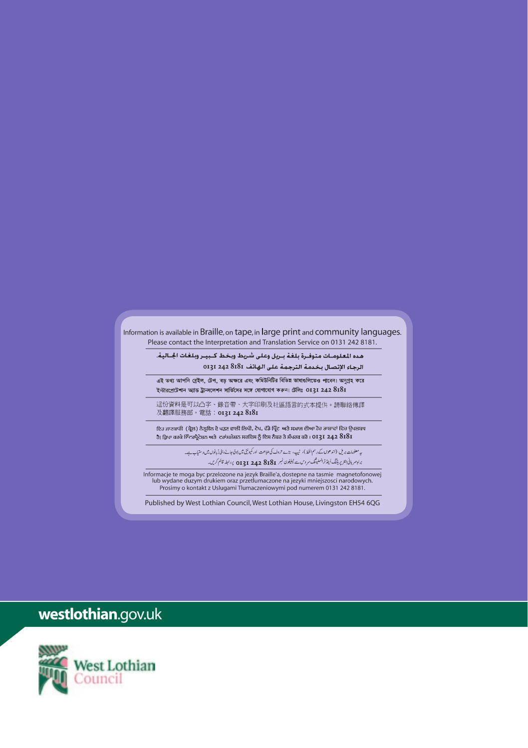Information is available in Braille, on tape, in large print and community languages.
Please contact the Interpretation and Translation Service on 0131 242 8181.

هده المعلومات متوفرة بلغة بريل وعلى شريط وبخط كبير وبلغات الجالية.
الرجاء الإتصال بخدمة الترجمة على الهاتف 0131 242 8181

এই তথ্য আপনি ব্রেইল, টেপ, বড় অক্ষরে এবং কমিউনিটির বিভিন্ন ভাষাগুলিতেও পাবেন। অনুগ্রহ করে ইন্টারপ্রেটেশন অ্যান্ড ট্রান্সলেশন সার্ভিসের সঙ্গে যোগাযোগ করুন। টেলিঃ 0131 242 8181

這份資料是可以凸字、錄音帶、大字印刷及社區語言的式本提供。請聯絡傳譯及翻譯服務部，電話：0131 242 8181

ਇਹ ਜਾਣਕਾਰੀ (ਬ੍ਰੇਲ) ਨੇਤ੍ਰਹੀਨ ਦੇ ਪੜਣ ਵਾਲੀ ਲਿਪੀ, ਟੇਪ, ਵੱਡੇ ਪ੍ਰਿੰਟ ਅਤੇ ਸਮਾਜ ਦੀਆਂ ਹੋਰ ਭਾਸ਼ਾਵਾਂ ਵਿਚ ਉਪਲਬਧ ਹੈ। ਕ੍ਰਿਪਾ ਕਰਕੇ ਇੰਟਰਪ੍ਰੈਟੇਸ਼ਨ ਅਤੇ ਟਰਾਂਸਲੇਸ਼ਨ ਸਰਵਿਸ ਨੂੰ ਇਸ ਨੰਬਰ ਤੇ ਸੰਪਰਕ ਕਰੋ : 0131 242 8181

یہ معلومات بریل (اندھوں کے رسم الخط)، ٹیپ، بڑے حروف کی طباعت اور کمیونٹی میں بولی جانے والی زبانوں میں دستیاب ہے۔
براہ مہربانی انٹرپریٹنگ اینڈ ٹرانسلیٹنگ سروس سے ٹیلیفون نمبر 0131 242 8181 پر رابطہ قائم کریں۔

Informacje te moga byc przelozone na jezyk Braille'a, dostepne na tasmie magnetofonowej lub wydane duzym drukiem oraz przetlumaczone na jezyki mniejszosci narodowych. Prosimy o kontakt z Uslugami Tlumaczeniowymi pod numerem 0131 242 8181.

Published by West Lothian Council, West Lothian House, Livingston EH54 6QG

**westlothian**.gov.uk

West Lothian Council